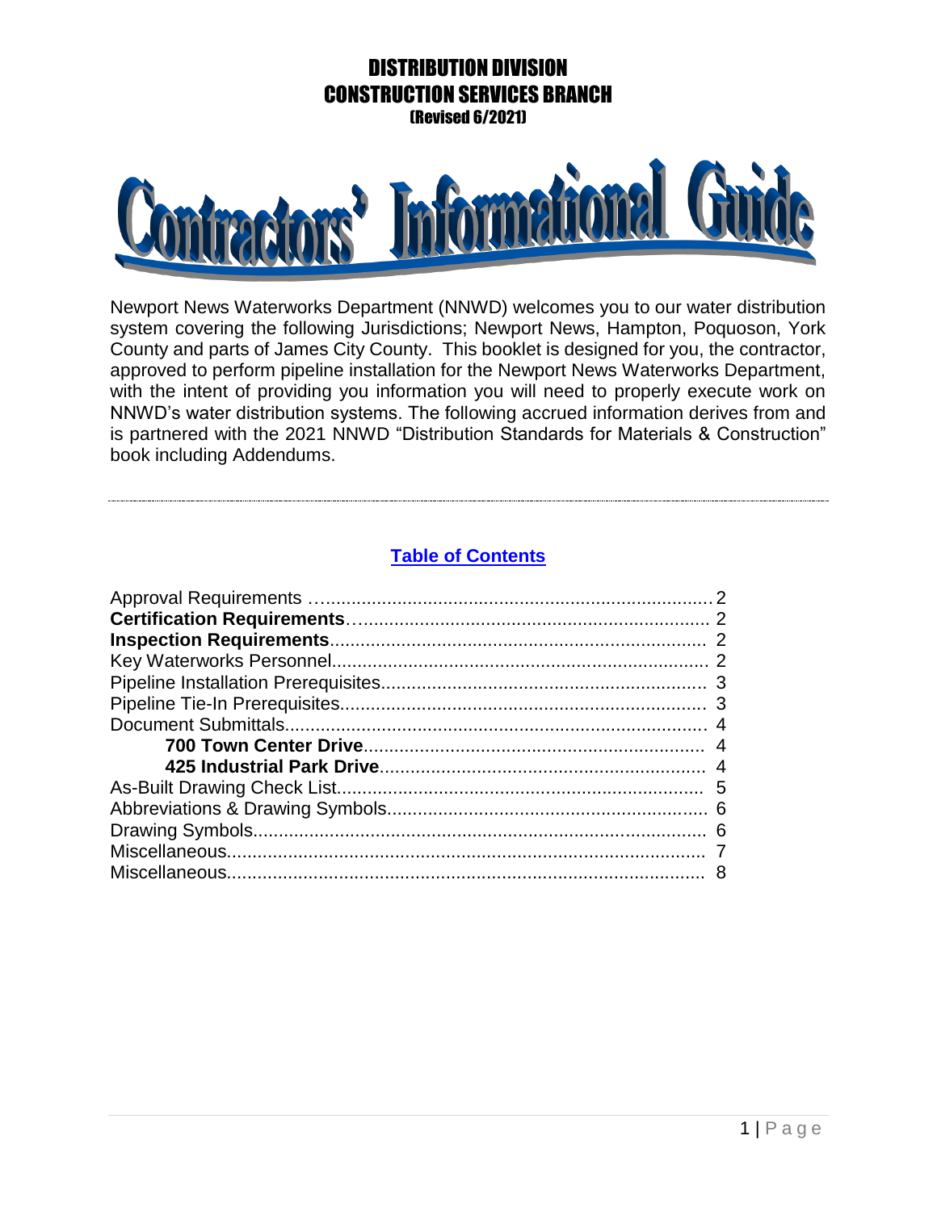# DISTRIBUTION DIVISION
# CONSTRUCTION SERVICES BRANCH
(Revised 6/2021)

# Contractors' Informational Guide

Newport News Waterworks Department (NNWD) welcomes you to our water distribution system covering the following Jurisdictions; Newport News, Hampton, Poquoson, York County and parts of James City County. This booklet is designed for you, the contractor, approved to perform pipeline installation for the Newport News Waterworks Department, with the intent of providing you information you will need to properly execute work on NNWD's water distribution systems. The following accrued information derives from and is partnered with the 2021 NNWD "Distribution Standards for Materials & Construction" book including Addendums.

---

## Table of Contents

Approval Requirements ........ 2
**Certification Requirements**........ 2
**Inspection Requirements**........ 2
Key Waterworks Personnel........ 2
Pipeline Installation Prerequisites........ 3
Pipeline Tie-In Prerequisites........ 3
Document Submittals........ 4
- **700 Town Center Drive**........ 4
- **425 Industrial Park Drive**........ 4

As-Built Drawing Check List........ 5
Abbreviations & Drawing Symbols........ 6
Drawing Symbols........ 6
Miscellaneous........ 7
Miscellaneous........ 8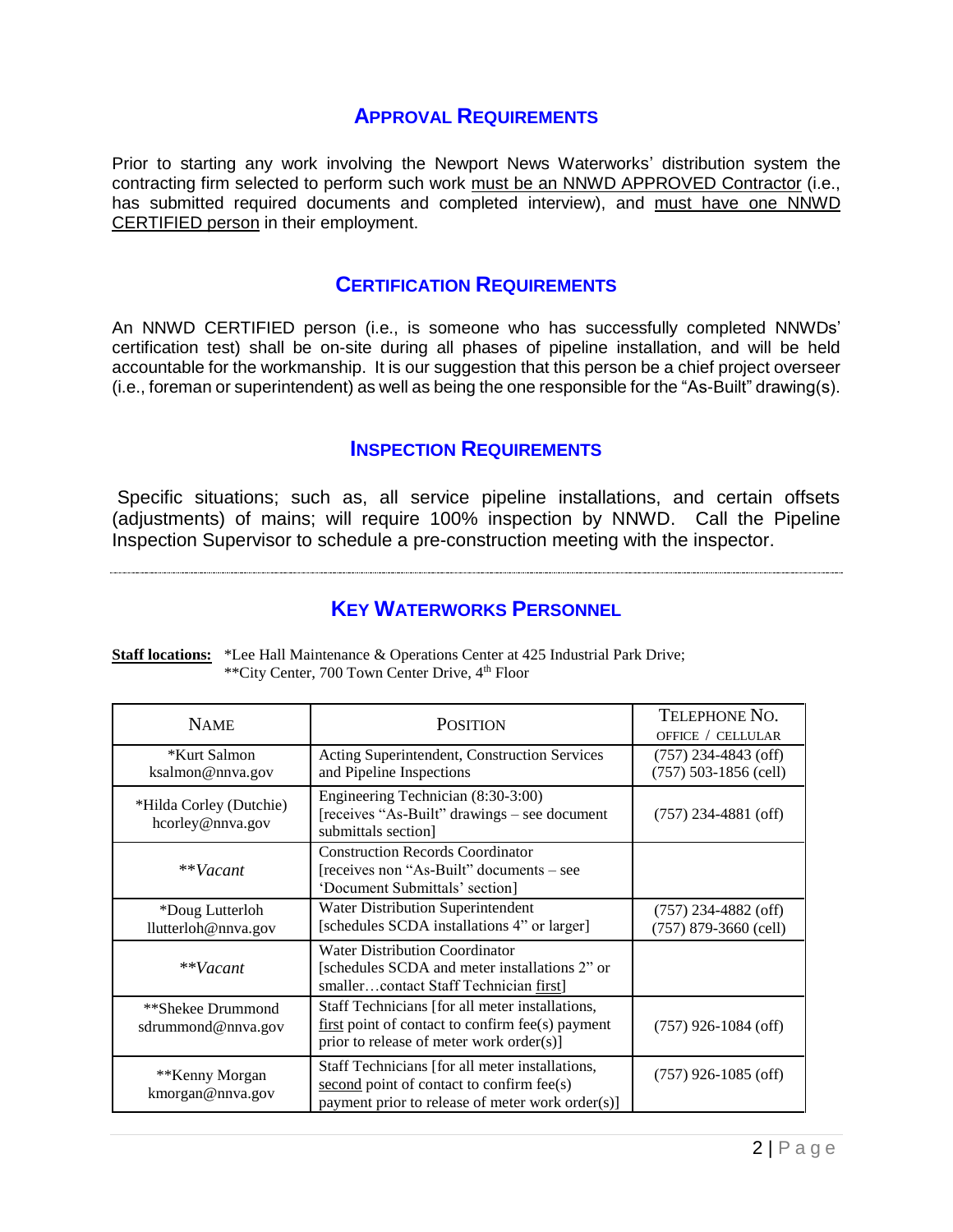## Approval Requirements

Prior to starting any work involving the Newport News Waterworks' distribution system the contracting firm selected to perform such work must be an NNWD APPROVED Contractor (i.e., has submitted required documents and completed interview), and must have one NNWD CERTIFIED person in their employment.

## Certification Requirements

An NNWD CERTIFIED person (i.e., is someone who has successfully completed NNWDs' certification test) shall be on-site during all phases of pipeline installation, and will be held accountable for the workmanship. It is our suggestion that this person be a chief project overseer (i.e., foreman or superintendent) as well as being the one responsible for the "As-Built" drawing(s).

## Inspection Requirements

Specific situations; such as, all service pipeline installations, and certain offsets (adjustments) of mains; will require 100% inspection by NNWD. Call the Pipeline Inspection Supervisor to schedule a pre-construction meeting with the inspector.

---

## Key Waterworks Personnel

**Staff locations:** *Lee Hall Maintenance & Operations Center at 425 Industrial Park Drive;
**City Center, 700 Town Center Drive, 4th Floor

| Name | Position | Telephone No. Office / Cellular |
|---|---|---|
| *Kurt Salmon ksalmon@nnva.gov | Acting Superintendent, Construction Services and Pipeline Inspections | (757) 234-4843 (off) (757) 503-1856 (cell) |
| *Hilda Corley (Dutchie) hcorley@nnva.gov | Engineering Technician (8:30-3:00) [receives "As-Built" drawings – see document submittals section] | (757) 234-4881 (off) |
| ***Vacant* | Construction Records Coordinator [receives non "As-Built" documents – see 'Document Submittals' section] | |
| *Doug Lutterloh llutterloh@nnva.gov | Water Distribution Superintendent [schedules SCDA installations 4" or larger] | (757) 234-4882 (off) (757) 879-3660 (cell) |
| ***Vacant* | Water Distribution Coordinator [schedules SCDA and meter installations 2" or smaller…contact Staff Technician first] | |
| **Shekee Drummond sdrummond@nnva.gov | Staff Technicians [for all meter installations, first point of contact to confirm fee(s) payment prior to release of meter work order(s)] | (757) 926-1084 (off) |
| **Kenny Morgan kmorgan@nnva.gov | Staff Technicians [for all meter installations, second point of contact to confirm fee(s) payment prior to release of meter work order(s)] | (757) 926-1085 (off) |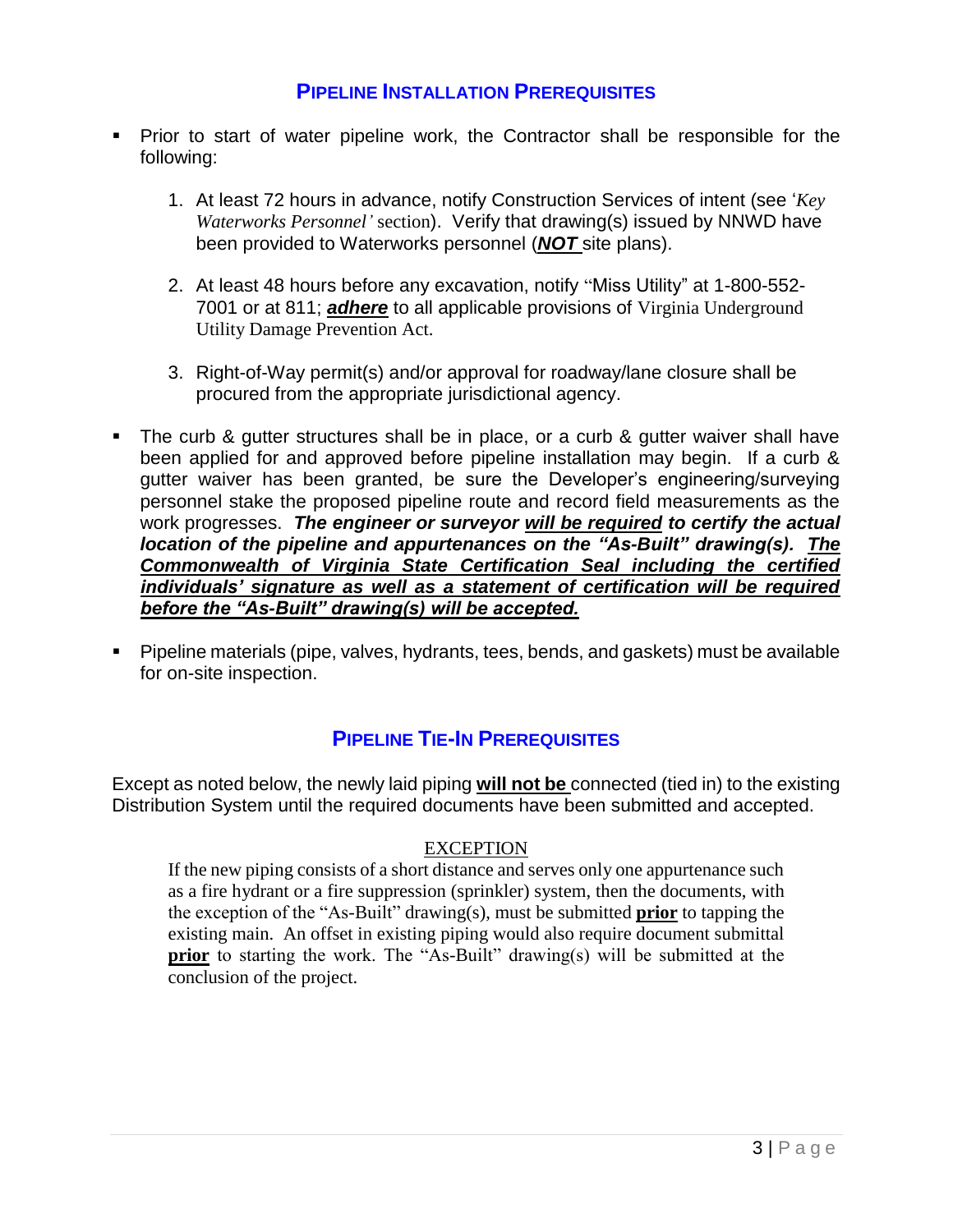## PIPELINE INSTALLATION PREREQUISITES

- Prior to start of water pipeline work, the Contractor shall be responsible for the following:

    1. At least 72 hours in advance, notify Construction Services of intent (see '*Key Waterworks Personnel'* section). Verify that drawing(s) issued by NNWD have been provided to Waterworks personnel (***NOT*** site plans).

    2. At least 48 hours before any excavation, notify "Miss Utility" at 1-800-552-7001 or at 811; ***adhere*** to all applicable provisions of Virginia Underground Utility Damage Prevention Act.

    3. Right-of-Way permit(s) and/or approval for roadway/lane closure shall be procured from the appropriate jurisdictional agency.

- The curb & gutter structures shall be in place, or a curb & gutter waiver shall have been applied for and approved before pipeline installation may begin. If a curb & gutter waiver has been granted, be sure the Developer's engineering/surveying personnel stake the proposed pipeline route and record field measurements as the work progresses. ***The engineer or surveyor will be required to certify the actual location of the pipeline and appurtenances on the "As-Built" drawing(s). The Commonwealth of Virginia State Certification Seal including the certified individuals' signature as well as a statement of certification will be required before the "As-Built" drawing(s) will be accepted.***

- Pipeline materials (pipe, valves, hydrants, tees, bends, and gaskets) must be available for on-site inspection.

## PIPELINE TIE-IN PREREQUISITES

Except as noted below, the newly laid piping **will not be** connected (tied in) to the existing Distribution System until the required documents have been submitted and accepted.

EXCEPTION

If the new piping consists of a short distance and serves only one appurtenance such as a fire hydrant or a fire suppression (sprinkler) system, then the documents, with the exception of the "As-Built" drawing(s), must be submitted **prior** to tapping the existing main. An offset in existing piping would also require document submittal **prior** to starting the work. The "As-Built" drawing(s) will be submitted at the conclusion of the project.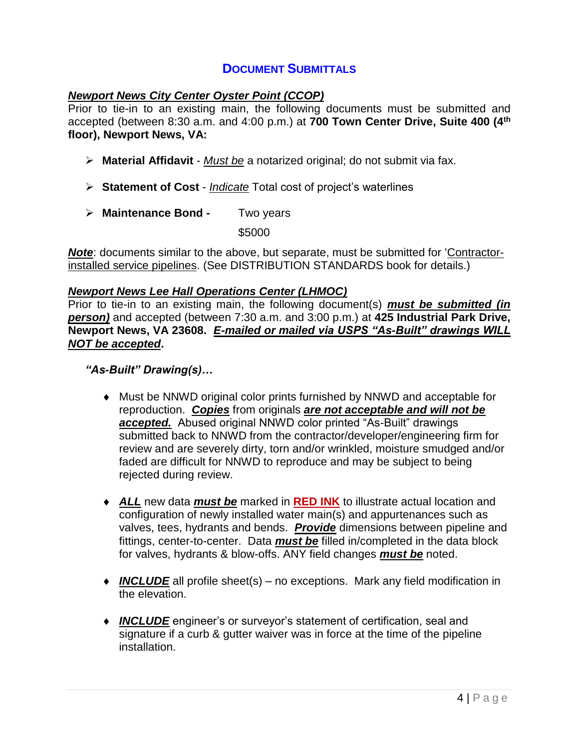## Document Submittals

***Newport News City Center Oyster Point (CCOP)***

Prior to tie-in to an existing main, the following documents must be submitted and accepted (between 8:30 a.m. and 4:00 p.m.) at **700 Town Center Drive, Suite 400 (4th floor), Newport News, VA:**

- **Material Affidavit** - *Must be* a notarized original; do not submit via fax.
- **Statement of Cost** - *Indicate* Total cost of project's waterlines
- **Maintenance Bond -** Two years
  $5000

***Note***: documents similar to the above, but separate, must be submitted for 'Contractor-installed service pipelines. (See DISTRIBUTION STANDARDS book for details.)

***Newport News Lee Hall Operations Center (LHMOC)***

Prior to tie-in to an existing main, the following document(s) ***must be submitted (in person)*** and accepted (between 7:30 a.m. and 3:00 p.m.) at **425 Industrial Park Drive, Newport News, VA 23608. *E-mailed or mailed via USPS "As-Built" drawings WILL NOT be accepted*.**

***"As-Built" Drawing(s)…***

- Must be NNWD original color prints furnished by NNWD and acceptable for reproduction. ***Copies*** from originals ***are not acceptable and will not be accepted.*** Abused original NNWD color printed "As-Built" drawings submitted back to NNWD from the contractor/developer/engineering firm for review and are severely dirty, torn and/or wrinkled, moisture smudged and/or faded are difficult for NNWD to reproduce and may be subject to being rejected during review.
- ***ALL*** new data ***must be*** marked in **RED INK** to illustrate actual location and configuration of newly installed water main(s) and appurtenances such as valves, tees, hydrants and bends. ***Provide*** dimensions between pipeline and fittings, center-to-center. Data ***must be*** filled in/completed in the data block for valves, hydrants & blow-offs. ANY field changes ***must be*** noted.
- ***INCLUDE*** all profile sheet(s) – no exceptions. Mark any field modification in the elevation.
- ***INCLUDE*** engineer's or surveyor's statement of certification, seal and signature if a curb & gutter waiver was in force at the time of the pipeline installation.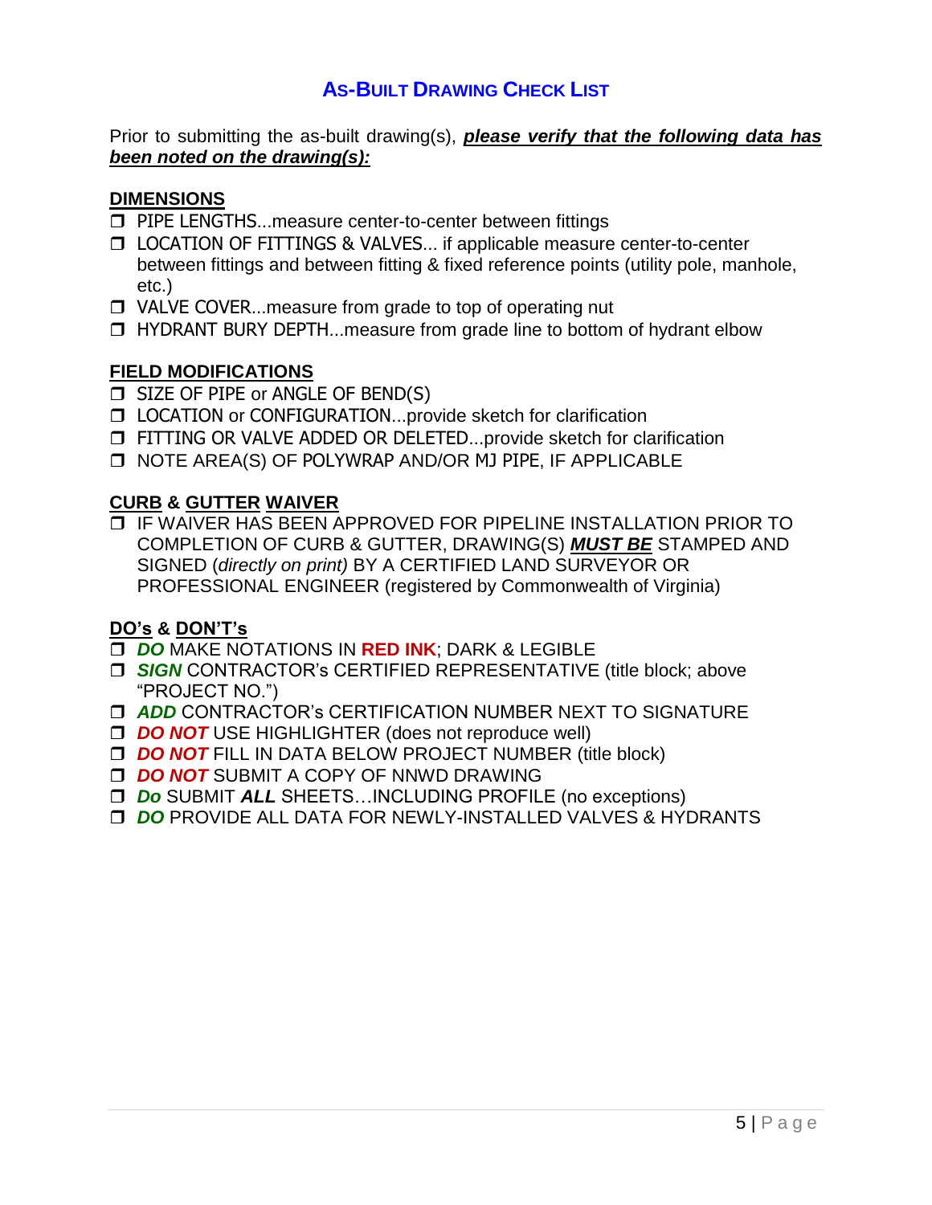# AS-BUILT DRAWING CHECK LIST

Prior to submitting the as-built drawing(s), ***please verify that the following data has been noted on the drawing(s):***

## DIMENSIONS

- ❒ PIPE LENGTHS...measure center-to-center between fittings
- ❒ LOCATION OF FITTINGS & VALVES... if applicable measure center-to-center between fittings and between fitting & fixed reference points (utility pole, manhole, etc.)
- ❒ VALVE COVER...measure from grade to top of operating nut
- ❒ HYDRANT BURY DEPTH...measure from grade line to bottom of hydrant elbow

## FIELD MODIFICATIONS

- ❒ SIZE OF PIPE or ANGLE OF BEND(S)
- ❒ LOCATION or CONFIGURATION...provide sketch for clarification
- ❒ FITTING OR VALVE ADDED OR DELETED...provide sketch for clarification
- ❒ NOTE AREA(S) OF POLYWRAP AND/OR MJ PIPE, IF APPLICABLE

## CURB & GUTTER WAIVER

- ❒ IF WAIVER HAS BEEN APPROVED FOR PIPELINE INSTALLATION PRIOR TO COMPLETION OF CURB & GUTTER, DRAWING(S) ***MUST BE*** STAMPED AND SIGNED (*directly on print)* BY A CERTIFIED LAND SURVEYOR OR PROFESSIONAL ENGINEER (registered by Commonwealth of Virginia)

## DO's & DON'T's

- ❒ ***DO*** MAKE NOTATIONS IN **RED INK**; DARK & LEGIBLE
- ❒ ***SIGN*** CONTRACTOR's CERTIFIED REPRESENTATIVE (title block; above "PROJECT NO.")
- ❒ ***ADD*** CONTRACTOR's CERTIFICATION NUMBER NEXT TO SIGNATURE
- ❒ ***DO NOT*** USE HIGHLIGHTER (does not reproduce well)
- ❒ ***DO NOT*** FILL IN DATA BELOW PROJECT NUMBER (title block)
- ❒ ***DO NOT*** SUBMIT A COPY OF NNWD DRAWING
- ❒ ***Do*** SUBMIT ***ALL*** SHEETS…INCLUDING PROFILE (no exceptions)
- ❒ ***DO*** PROVIDE ALL DATA FOR NEWLY-INSTALLED VALVES & HYDRANTS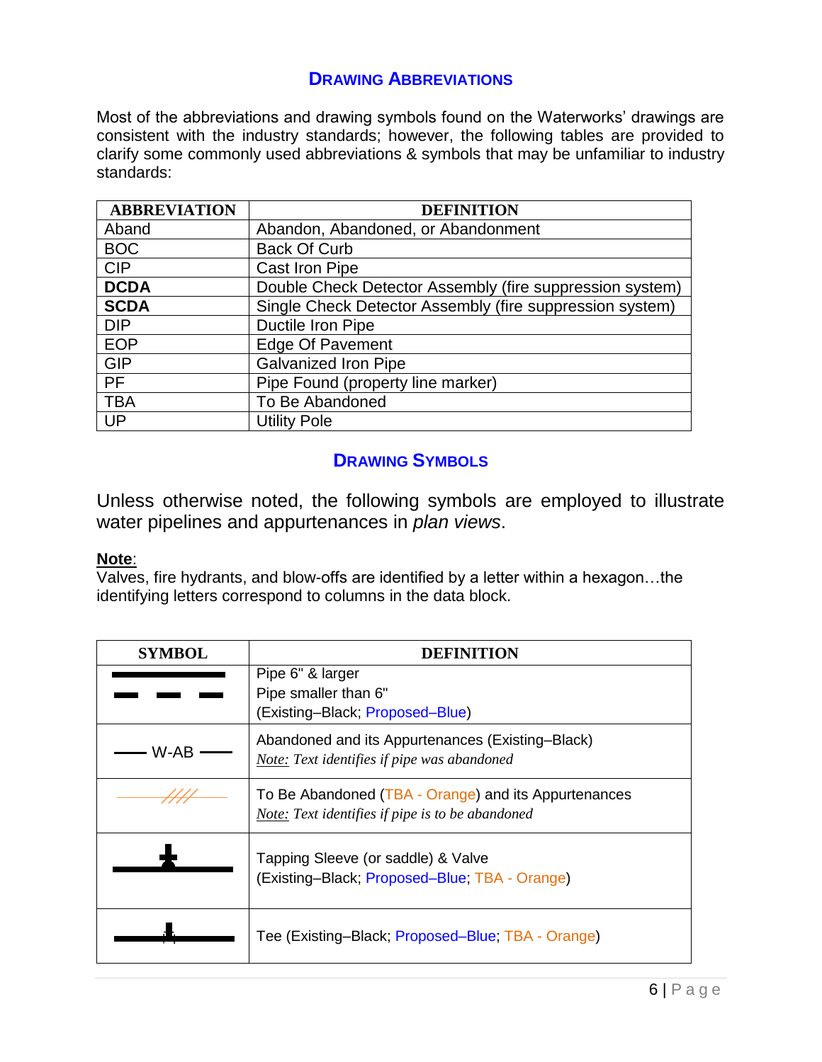## Drawing Abbreviations

Most of the abbreviations and drawing symbols found on the Waterworks' drawings are consistent with the industry standards; however, the following tables are provided to clarify some commonly used abbreviations & symbols that may be unfamiliar to industry standards:

| ABBREVIATION | DEFINITION |
|---|---|
| Aband | Abandon, Abandoned, or Abandonment |
| BOC | Back Of Curb |
| CIP | Cast Iron Pipe |
| **DCDA** | Double Check Detector Assembly (fire suppression system) |
| **SCDA** | Single Check Detector Assembly (fire suppression system) |
| DIP | Ductile Iron Pipe |
| EOP | Edge Of Pavement |
| GIP | Galvanized Iron Pipe |
| PF | Pipe Found (property line marker) |
| TBA | To Be Abandoned |
| UP | Utility Pole |

## Drawing Symbols

Unless otherwise noted, the following symbols are employed to illustrate water pipelines and appurtenances in *plan views*.

**Note**:
Valves, fire hydrants, and blow-offs are identified by a letter within a hexagon…the identifying letters correspond to columns in the data block.

| SYMBOL | DEFINITION |
|---|---|
| ▬▬▬▬ / ▬ ▬ ▬ | Pipe 6" & larger<br>Pipe smaller than 6"<br>(Existing–Black; Proposed–Blue) |
| —— W-AB —— | Abandoned and its Appurtenances (Existing–Black)<br>*Note: Text identifies if pipe was abandoned* |
| ——////—— | To Be Abandoned (TBA - Orange) and its Appurtenances<br>*Note: Text identifies if pipe is to be abandoned* |
| | Tapping Sleeve (or saddle) & Valve<br>(Existing–Black; Proposed–Blue; TBA - Orange) |
| | Tee (Existing–Black; Proposed–Blue; TBA - Orange) |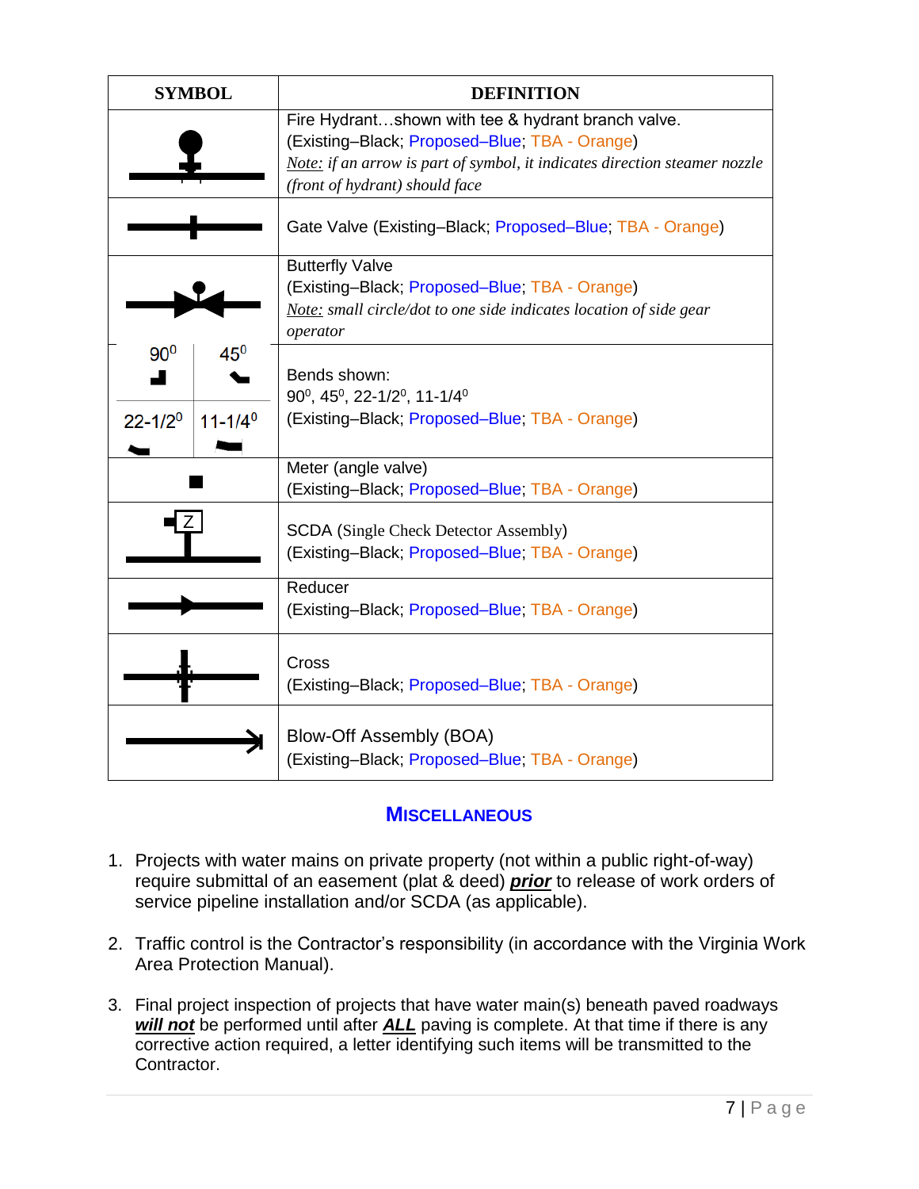| SYMBOL | DEFINITION |
|---|---|
| | Fire Hydrant…shown with tee & hydrant branch valve. (Existing–Black; Proposed–Blue; TBA - Orange) *Note: if an arrow is part of symbol, it indicates direction steamer nozzle (front of hydrant) should face* |
| | Gate Valve (Existing–Black; Proposed–Blue; TBA - Orange) |
| | Butterfly Valve (Existing–Black; Proposed–Blue; TBA - Orange) *Note: small circle/dot to one side indicates location of side gear operator* |
| $90^0$ $45^0$ $22\text{-}1/2^0$ $11\text{-}1/4^0$ | Bends shown: $90^0$, $45^0$, $22\text{-}1/2^0$, $11\text{-}1/4^0$ (Existing–Black; Proposed–Blue; TBA - Orange) |
| | Meter (angle valve) (Existing–Black; Proposed–Blue; TBA - Orange) |
| Z | SCDA (Single Check Detector Assembly) (Existing–Black; Proposed–Blue; TBA - Orange) |
| | Reducer (Existing–Black; Proposed–Blue; TBA - Orange) |
| | Cross (Existing–Black; Proposed–Blue; TBA - Orange) |
| | Blow-Off Assembly (BOA) (Existing–Black; Proposed–Blue; TBA - Orange) |

## MISCELLANEOUS

1. Projects with water mains on private property (not within a public right-of-way) require submittal of an easement (plat & deed) ***prior*** to release of work orders of service pipeline installation and/or SCDA (as applicable).

2. Traffic control is the Contractor's responsibility (in accordance with the Virginia Work Area Protection Manual).

3. Final project inspection of projects that have water main(s) beneath paved roadways ***will not*** be performed until after ***ALL*** paving is complete. At that time if there is any corrective action required, a letter identifying such items will be transmitted to the Contractor.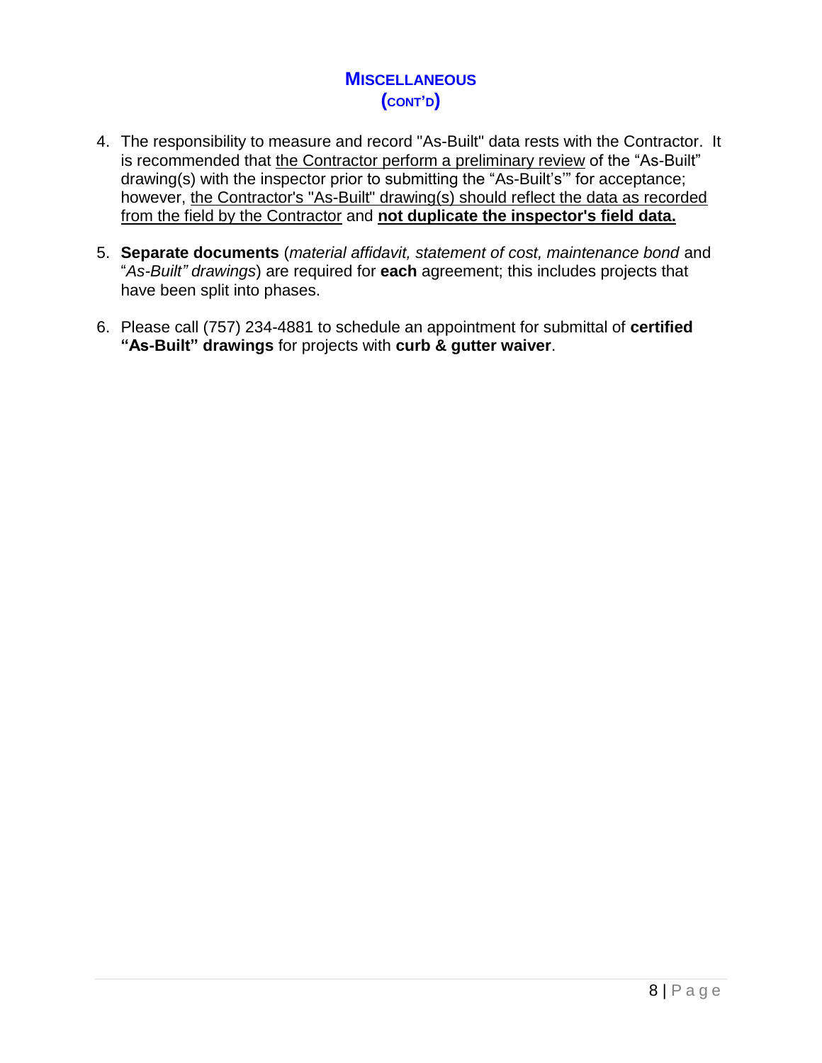## MISCELLANEOUS (CONT'D)

4. The responsibility to measure and record "As-Built" data rests with the Contractor. It is recommended that <u>the Contractor perform a preliminary review</u> of the "As-Built" drawing(s) with the inspector prior to submitting the "As-Built's'" for acceptance; however, <u>the Contractor's "As-Built" drawing(s) should reflect the data as recorded from the field by the Contractor</u> and **<u>not duplicate the inspector's field data.</u>**

5. **Separate documents** (*material affidavit, statement of cost, maintenance bond* and "*As-Built" drawings*) are required for **each** agreement; this includes projects that have been split into phases.

6. Please call (757) 234-4881 to schedule an appointment for submittal of **certified "As-Built" drawings** for projects with **curb & gutter waiver**.